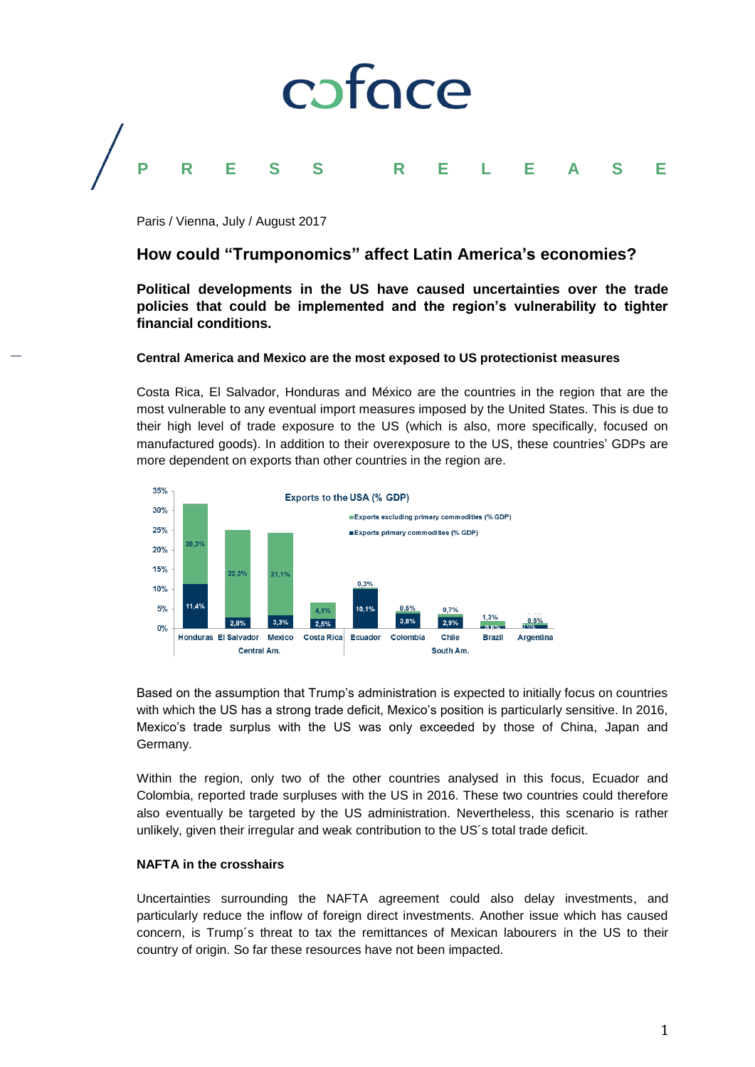**PRESS RELEASE**

Paris / Vienna, July / August 2017

## How could "Trumponomics" affect Latin America's economies?

**Political developments in the US have caused uncertainties over the trade policies that could be implemented and the region's vulnerability to tighter financial conditions.**

### Central America and Mexico are the most exposed to US protectionist measures

Costa Rica, El Salvador, Honduras and México are the countries in the region that are the most vulnerable to any eventual import measures imposed by the United States. This is due to their high level of trade exposure to the US (which is also, more specifically, focused on manufactured goods). In addition to their overexposure to the US, these countries' GDPs are more dependent on exports than other countries in the region are.

Exports to the USA (% GDP)

| Region | Country | Exports excluding primary commodities (% GDP) | Exports primary commodities (% GDP) |
|---|---|---|---|
| Central Am. | Honduras | 20,3% | 11,4% |
| Central Am. | El Salvador | 22,3% | 2,8% |
| Central Am. | Mexico | 21,1% | 3,3% |
| Central Am. | Costa Rica | 4,1% | 2,5% |
| South Am. | Ecuador | 0,3% | 10,1% |
| South Am. | Colombia | 0,5% | 3,8% |
| South Am. | Chile | 0,7% | 2,9% |
| South Am. | Brazil | 1,3% | 0,6% |
| South Am. | Argentina | 0,5% | 0,3% |

Based on the assumption that Trump's administration is expected to initially focus on countries with which the US has a strong trade deficit, Mexico's position is particularly sensitive. In 2016, Mexico's trade surplus with the US was only exceeded by those of China, Japan and Germany.

Within the region, only two of the other countries analysed in this focus, Ecuador and Colombia, reported trade surpluses with the US in 2016. These two countries could therefore also eventually be targeted by the US administration. Nevertheless, this scenario is rather unlikely, given their irregular and weak contribution to the US´s total trade deficit.

### NAFTA in the crosshairs

Uncertainties surrounding the NAFTA agreement could also delay investments, and particularly reduce the inflow of foreign direct investments. Another issue which has caused concern, is Trump´s threat to tax the remittances of Mexican labourers in the US to their country of origin. So far these resources have not been impacted.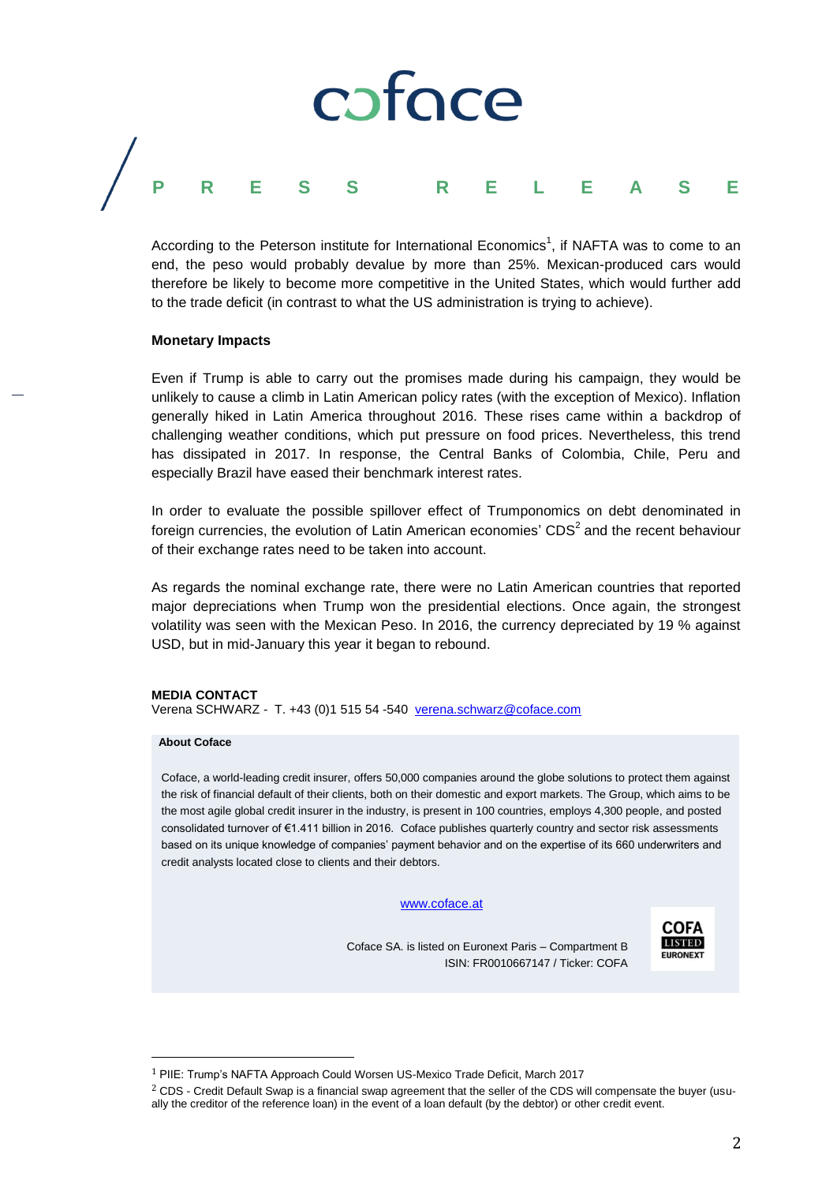coface

P R E S S R E L E A S E

According to the Peterson institute for International Economics[1], if NAFTA was to come to an end, the peso would probably devalue by more than 25%. Mexican-produced cars would therefore be likely to become more competitive in the United States, which would further add to the trade deficit (in contrast to what the US administration is trying to achieve).

**Monetary Impacts**

Even if Trump is able to carry out the promises made during his campaign, they would be unlikely to cause a climb in Latin American policy rates (with the exception of Mexico). Inflation generally hiked in Latin America throughout 2016. These rises came within a backdrop of challenging weather conditions, which put pressure on food prices. Nevertheless, this trend has dissipated in 2017. In response, the Central Banks of Colombia, Chile, Peru and especially Brazil have eased their benchmark interest rates.

In order to evaluate the possible spillover effect of Trumponomics on debt denominated in foreign currencies, the evolution of Latin American economies' CDS[2] and the recent behaviour of their exchange rates need to be taken into account.

As regards the nominal exchange rate, there were no Latin American countries that reported major depreciations when Trump won the presidential elections. Once again, the strongest volatility was seen with the Mexican Peso. In 2016, the currency depreciated by 19 % against USD, but in mid-January this year it began to rebound.

**MEDIA CONTACT**
Verena SCHWARZ - T. +43 (0)1 515 54 -540 verena.schwarz@coface.com

**About Coface**

Coface, a world-leading credit insurer, offers 50,000 companies around the globe solutions to protect them against the risk of financial default of their clients, both on their domestic and export markets. The Group, which aims to be the most agile global credit insurer in the industry, is present in 100 countries, employs 4,300 people, and posted consolidated turnover of €1.411 billion in 2016. Coface publishes quarterly country and sector risk assessments based on its unique knowledge of companies' payment behavior and on the expertise of its 660 underwriters and credit analysts located close to clients and their debtors.

www.coface.at

Coface SA. is listed on Euronext Paris – Compartment B
ISIN: FR0010667147 / Ticker: COFA

COFA LISTED EURONEXT

---

[1] PIIE: Trump's NAFTA Approach Could Worsen US-Mexico Trade Deficit, March 2017

[2] CDS - Credit Default Swap is a financial swap agreement that the seller of the CDS will compensate the buyer (usually the creditor of the reference loan) in the event of a loan default (by the debtor) or other credit event.